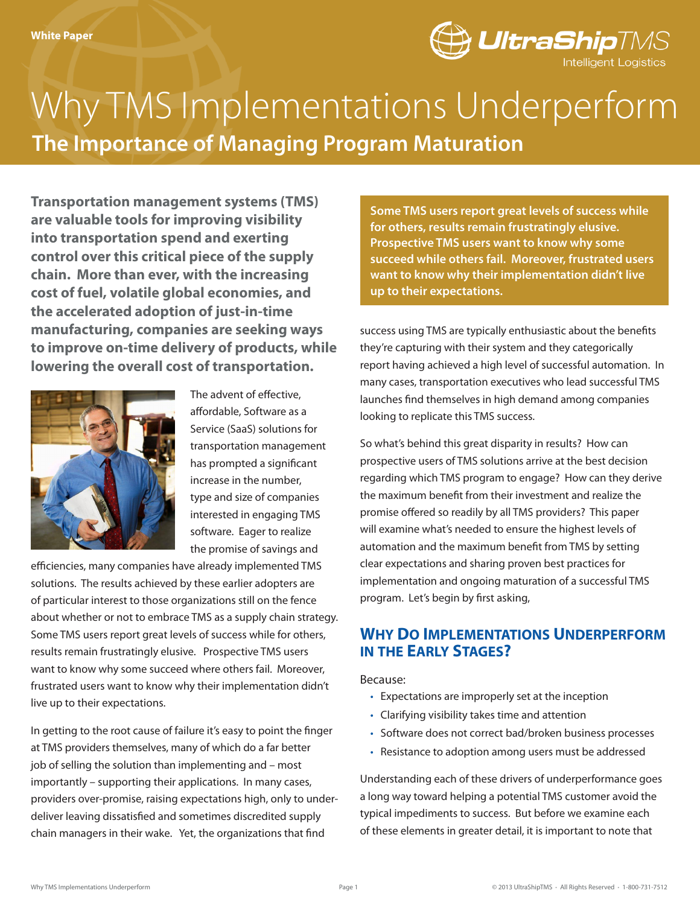White Paper

# Why TMS Implementations Underperform

## The Importance of Managing Program Maturation

**Transportation management systems (TMS) are valuable tools for improving visibility into transportation spend and exerting control over this critical piece of the supply chain. More than ever, with the increasing cost of fuel, volatile global economies, and the accelerated adoption of just-in-time manufacturing, companies are seeking ways to improve on-time delivery of products, while lowering the overall cost of transportation.**

The advent of effective, affordable, Software as a Service (SaaS) solutions for transportation management has prompted a significant increase in the number, type and size of companies interested in engaging TMS software. Eager to realize the promise of savings and efficiencies, many companies have already implemented TMS solutions. The results achieved by these earlier adopters are of particular interest to those organizations still on the fence about whether or not to embrace TMS as a supply chain strategy. Some TMS users report great levels of success while for others, results remain frustratingly elusive. Prospective TMS users want to know why some succeed where others fail. Moreover, frustrated users want to know why their implementation didn't live up to their expectations.

In getting to the root cause of failure it's easy to point the finger at TMS providers themselves, many of which do a far better job of selling the solution than implementing and – most importantly – supporting their applications. In many cases, providers over-promise, raising expectations high, only to under-deliver leaving dissatisfied and sometimes discredited supply chain managers in their wake. Yet, the organizations that find

**Some TMS users report great levels of success while for others, results remain frustratingly elusive. Prospective TMS users want to know why some succeed while others fail. Moreover, frustrated users want to know why their implementation didn't live up to their expectations.**

success using TMS are typically enthusiastic about the benefits they're capturing with their system and they categorically report having achieved a high level of successful automation. In many cases, transportation executives who lead successful TMS launches find themselves in high demand among companies looking to replicate this TMS success.

So what's behind this great disparity in results? How can prospective users of TMS solutions arrive at the best decision regarding which TMS program to engage? How can they derive the maximum benefit from their investment and realize the promise offered so readily by all TMS providers? This paper will examine what's needed to ensure the highest levels of automation and the maximum benefit from TMS by setting clear expectations and sharing proven best practices for implementation and ongoing maturation of a successful TMS program. Let's begin by first asking,

### Why Do Implementations Underperform in the Early Stages?

Because:

- Expectations are improperly set at the inception
- Clarifying visibility takes time and attention
- Software does not correct bad/broken business processes
- Resistance to adoption among users must be addressed

Understanding each of these drivers of underperformance goes a long way toward helping a potential TMS customer avoid the typical impediments to success. But before we examine each of these elements in greater detail, it is important to note that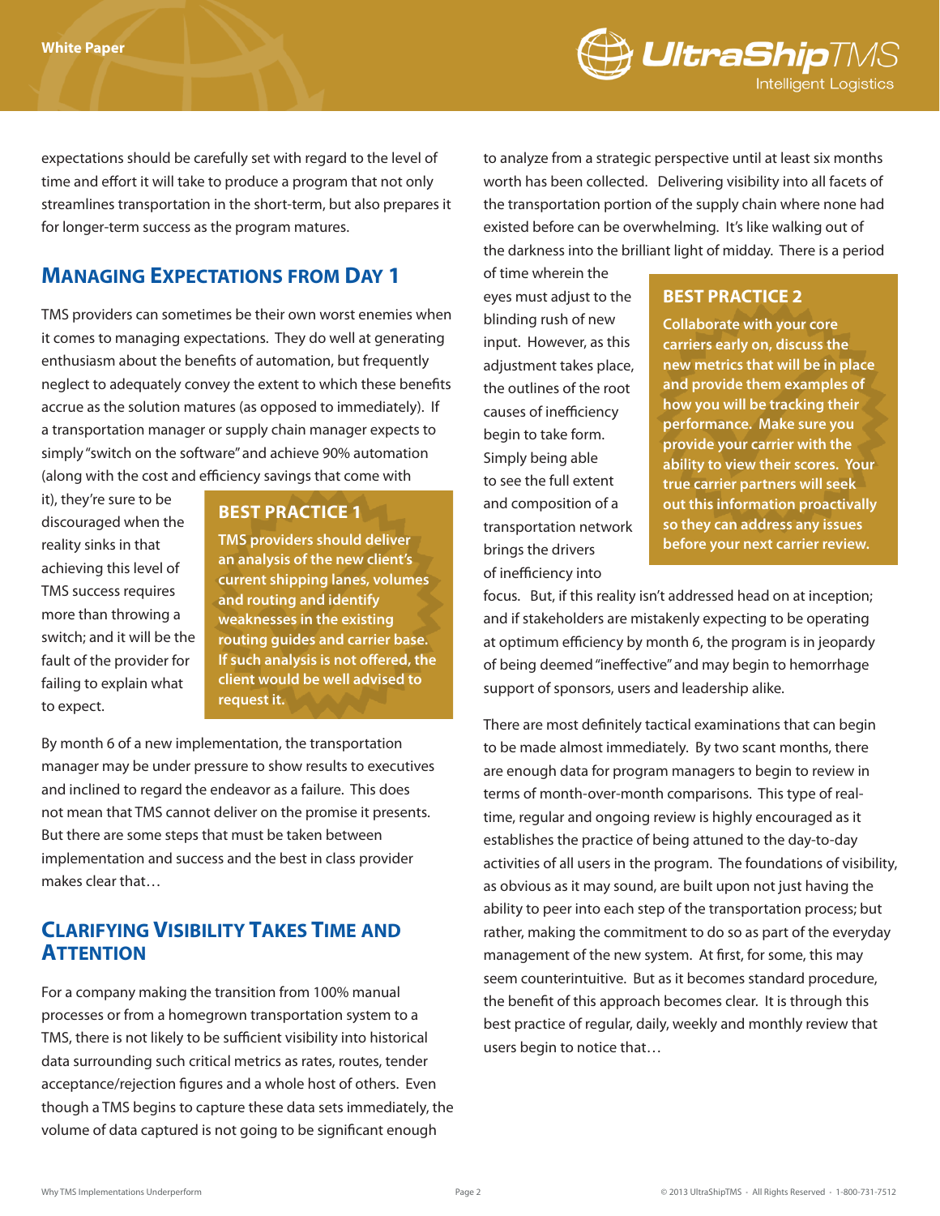expectations should be carefully set with regard to the level of time and effort it will take to produce a program that not only streamlines transportation in the short-term, but also prepares it for longer-term success as the program matures.

## Managing Expectations from Day 1

TMS providers can sometimes be their own worst enemies when it comes to managing expectations. They do well at generating enthusiasm about the benefits of automation, but frequently neglect to adequately convey the extent to which these benefits accrue as the solution matures (as opposed to immediately). If a transportation manager or supply chain manager expects to simply "switch on the software" and achieve 90% automation (along with the cost and efficiency savings that come with it), they're sure to be discouraged when the reality sinks in that achieving this level of TMS success requires more than throwing a switch; and it will be the fault of the provider for failing to explain what to expect.

> **BEST PRACTICE 1**
>
> **TMS providers should deliver an analysis of the new client's current shipping lanes, volumes and routing and identify weaknesses in the existing routing guides and carrier base. If such analysis is not offered, the client would be well advised to request it.**

By month 6 of a new implementation, the transportation manager may be under pressure to show results to executives and inclined to regard the endeavor as a failure. This does not mean that TMS cannot deliver on the promise it presents. But there are some steps that must be taken between implementation and success and the best in class provider makes clear that…

## Clarifying Visibility Takes Time and Attention

For a company making the transition from 100% manual processes or from a homegrown transportation system to a TMS, there is not likely to be sufficient visibility into historical data surrounding such critical metrics as rates, routes, tender acceptance/rejection figures and a whole host of others. Even though a TMS begins to capture these data sets immediately, the volume of data captured is not going to be significant enough to analyze from a strategic perspective until at least six months worth has been collected. Delivering visibility into all facets of the transportation portion of the supply chain where none had existed before can be overwhelming. It's like walking out of the darkness into the brilliant light of midday. There is a period of time wherein the eyes must adjust to the blinding rush of new input. However, as this adjustment takes place, the outlines of the root causes of inefficiency begin to take form. Simply being able to see the full extent and composition of a transportation network brings the drivers of inefficiency into focus. But, if this reality isn't addressed head on at inception; and if stakeholders are mistakenly expecting to be operating at optimum efficiency by month 6, the program is in jeopardy of being deemed "ineffective" and may begin to hemorrhage support of sponsors, users and leadership alike.

> **BEST PRACTICE 2**
>
> **Collaborate with your core carriers early on, discuss the new metrics that will be in place and provide them examples of how you will be tracking their performance. Make sure you provide your carrier with the ability to view their scores. Your true carrier partners will seek out this information proactively so they can address any issues before your next carrier review.**

There are most definitely tactical examinations that can begin to be made almost immediately. By two scant months, there are enough data for program managers to begin to review in terms of month-over-month comparisons. This type of real-time, regular and ongoing review is highly encouraged as it establishes the practice of being attuned to the day-to-day activities of all users in the program. The foundations of visibility, as obvious as it may sound, are built upon not just having the ability to peer into each step of the transportation process; but rather, making the commitment to do so as part of the everyday management of the new system. At first, for some, this may seem counterintuitive. But as it becomes standard procedure, the benefit of this approach becomes clear. It is through this best practice of regular, daily, weekly and monthly review that users begin to notice that…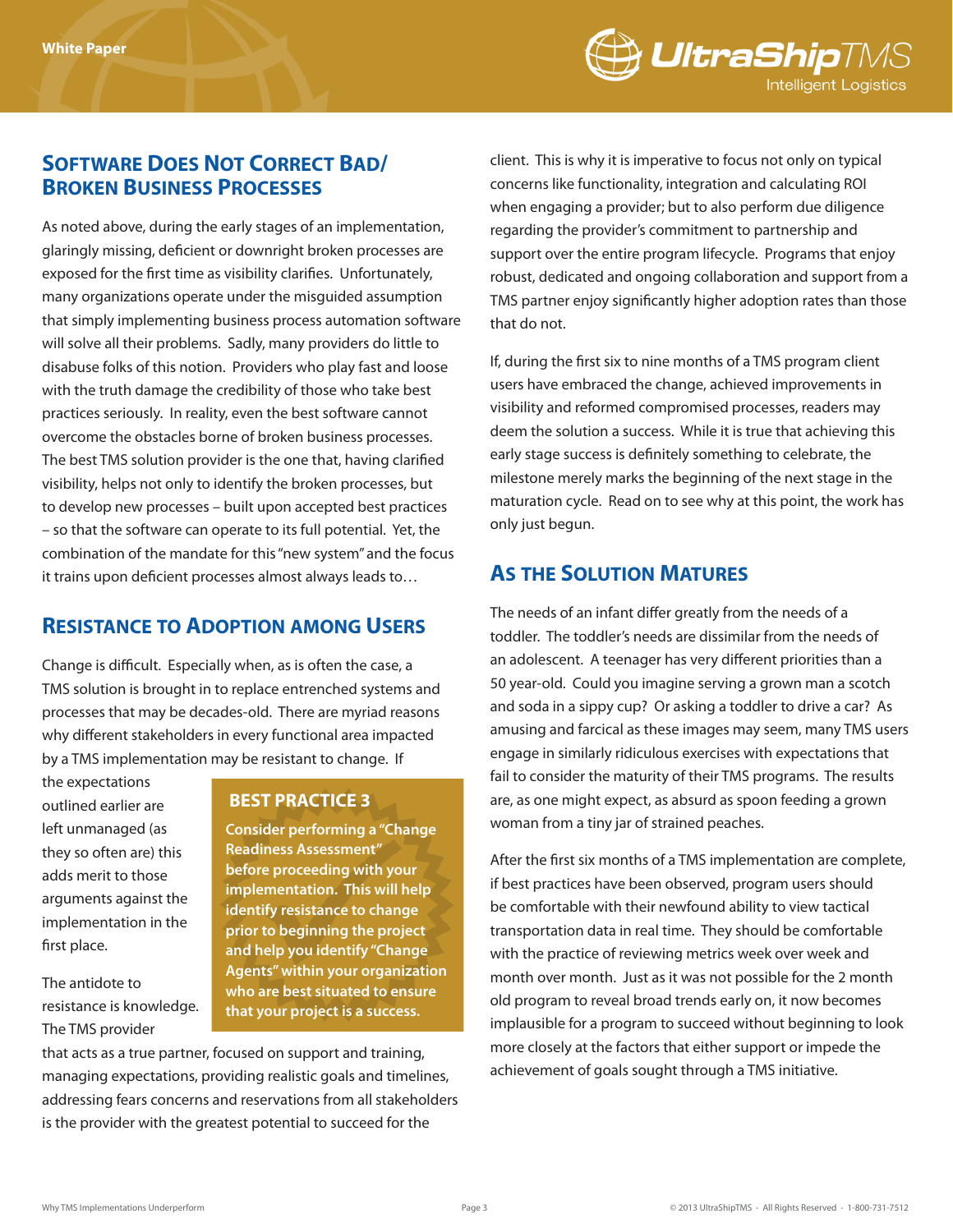## Software Does Not Correct Bad/Broken Business Processes

As noted above, during the early stages of an implementation, glaringly missing, deficient or downright broken processes are exposed for the first time as visibility clarifies. Unfortunately, many organizations operate under the misguided assumption that simply implementing business process automation software will solve all their problems. Sadly, many providers do little to disabuse folks of this notion. Providers who play fast and loose with the truth damage the credibility of those who take best practices seriously. In reality, even the best software cannot overcome the obstacles borne of broken business processes. The best TMS solution provider is the one that, having clarified visibility, helps not only to identify the broken processes, but to develop new processes – built upon accepted best practices – so that the software can operate to its full potential. Yet, the combination of the mandate for this "new system" and the focus it trains upon deficient processes almost always leads to…

## Resistance to Adoption among Users

Change is difficult. Especially when, as is often the case, a TMS solution is brought in to replace entrenched systems and processes that may be decades-old. There are myriad reasons why different stakeholders in every functional area impacted by a TMS implementation may be resistant to change. If the expectations outlined earlier are left unmanaged (as they so often are) this adds merit to those arguments against the implementation in the first place.

> **BEST PRACTICE 3**
>
> **Consider performing a "Change Readiness Assessment" before proceeding with your implementation. This will help identify resistance to change prior to beginning the project and help you identify "Change Agents" within your organization who are best situated to ensure that your project is a success.**

The antidote to resistance is knowledge. The TMS provider that acts as a true partner, focused on support and training, managing expectations, providing realistic goals and timelines, addressing fears concerns and reservations from all stakeholders is the provider with the greatest potential to succeed for the client. This is why it is imperative to focus not only on typical concerns like functionality, integration and calculating ROI when engaging a provider; but to also perform due diligence regarding the provider's commitment to partnership and support over the entire program lifecycle. Programs that enjoy robust, dedicated and ongoing collaboration and support from a TMS partner enjoy significantly higher adoption rates than those that do not.

If, during the first six to nine months of a TMS program client users have embraced the change, achieved improvements in visibility and reformed compromised processes, readers may deem the solution a success. While it is true that achieving this early stage success is definitely something to celebrate, the milestone merely marks the beginning of the next stage in the maturation cycle. Read on to see why at this point, the work has only just begun.

## As the Solution Matures

The needs of an infant differ greatly from the needs of a toddler. The toddler's needs are dissimilar from the needs of an adolescent. A teenager has very different priorities than a 50 year-old. Could you imagine serving a grown man a scotch and soda in a sippy cup? Or asking a toddler to drive a car? As amusing and farcical as these images may seem, many TMS users engage in similarly ridiculous exercises with expectations that fail to consider the maturity of their TMS programs. The results are, as one might expect, as absurd as spoon feeding a grown woman from a tiny jar of strained peaches.

After the first six months of a TMS implementation are complete, if best practices have been observed, program users should be comfortable with their newfound ability to view tactical transportation data in real time. They should be comfortable with the practice of reviewing metrics week over week and month over month. Just as it was not possible for the 2 month old program to reveal broad trends early on, it now becomes implausible for a program to succeed without beginning to look more closely at the factors that either support or impede the achievement of goals sought through a TMS initiative.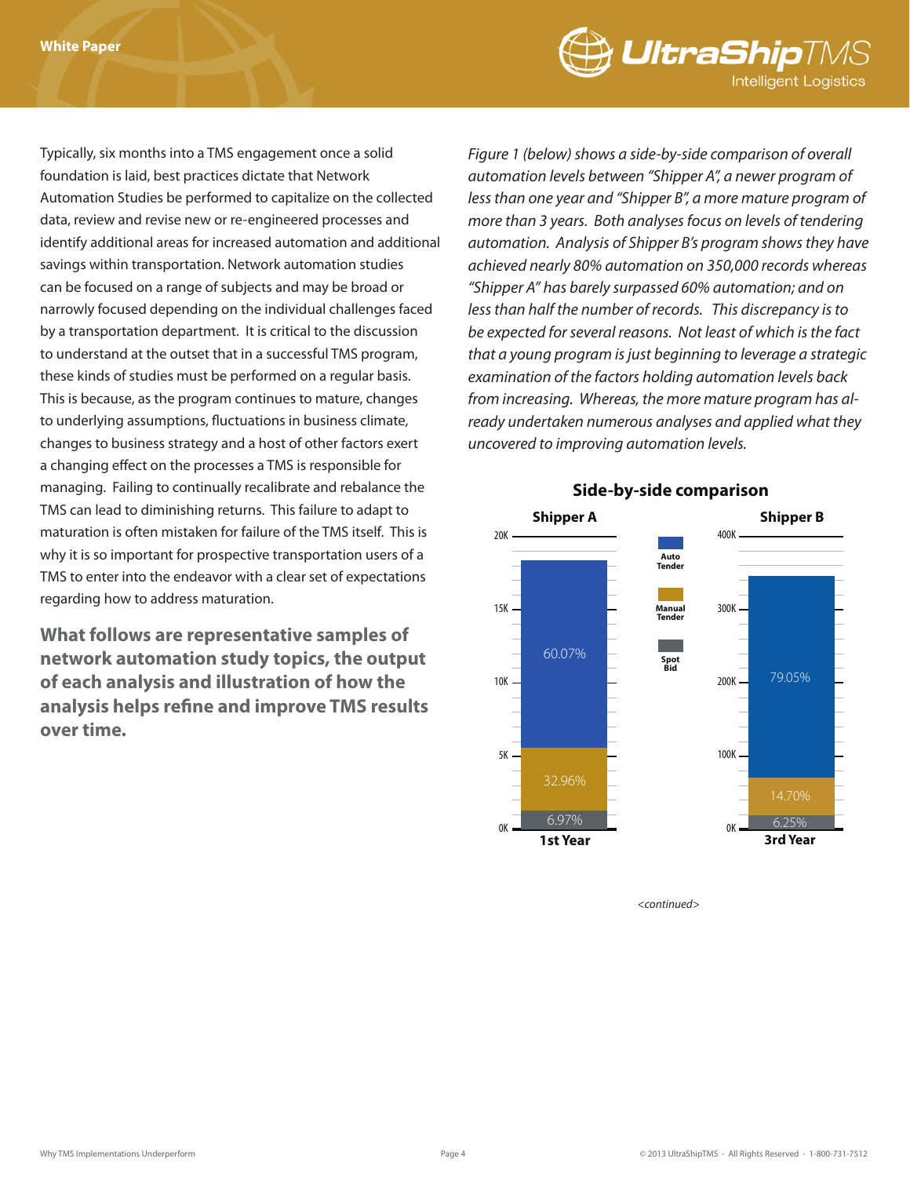Typically, six months into a TMS engagement once a solid foundation is laid, best practices dictate that Network Automation Studies be performed to capitalize on the collected data, review and revise new or re-engineered processes and identify additional areas for increased automation and additional savings within transportation. Network automation studies can be focused on a range of subjects and may be broad or narrowly focused depending on the individual challenges faced by a transportation department. It is critical to the discussion to understand at the outset that in a successful TMS program, these kinds of studies must be performed on a regular basis. This is because, as the program continues to mature, changes to underlying assumptions, fluctuations in business climate, changes to business strategy and a host of other factors exert a changing effect on the processes a TMS is responsible for managing. Failing to continually recalibrate and rebalance the TMS can lead to diminishing returns. This failure to adapt to maturation is often mistaken for failure of the TMS itself. This is why it is so important for prospective transportation users of a TMS to enter into the endeavor with a clear set of expectations regarding how to address maturation.

**What follows are representative samples of network automation study topics, the output of each analysis and illustration of how the analysis helps refine and improve TMS results over time.**

*Figure 1 (below) shows a side-by-side comparison of overall automation levels between "Shipper A", a newer program of less than one year and "Shipper B", a more mature program of more than 3 years. Both analyses focus on levels of tendering automation. Analysis of Shipper B's program shows they have achieved nearly 80% automation on 350,000 records whereas "Shipper A" has barely surpassed 60% automation; and on less than half the number of records. This discrepancy is to be expected for several reasons. Not least of which is the fact that a young program is just beginning to leverage a strategic examination of the factors holding automation levels back from increasing. Whereas, the more mature program has already undertaken numerous analyses and applied what they uncovered to improving automation levels.*

**Side-by-side comparison**

| | Shipper A (1st Year) | Shipper B (3rd Year) |
|---|---|---|
| Auto Tender | 60.07% | 79.05% |
| Manual Tender | 32.96% | 14.70% |
| Spot Bid | 6.97% | 6.25% |

*<continued>*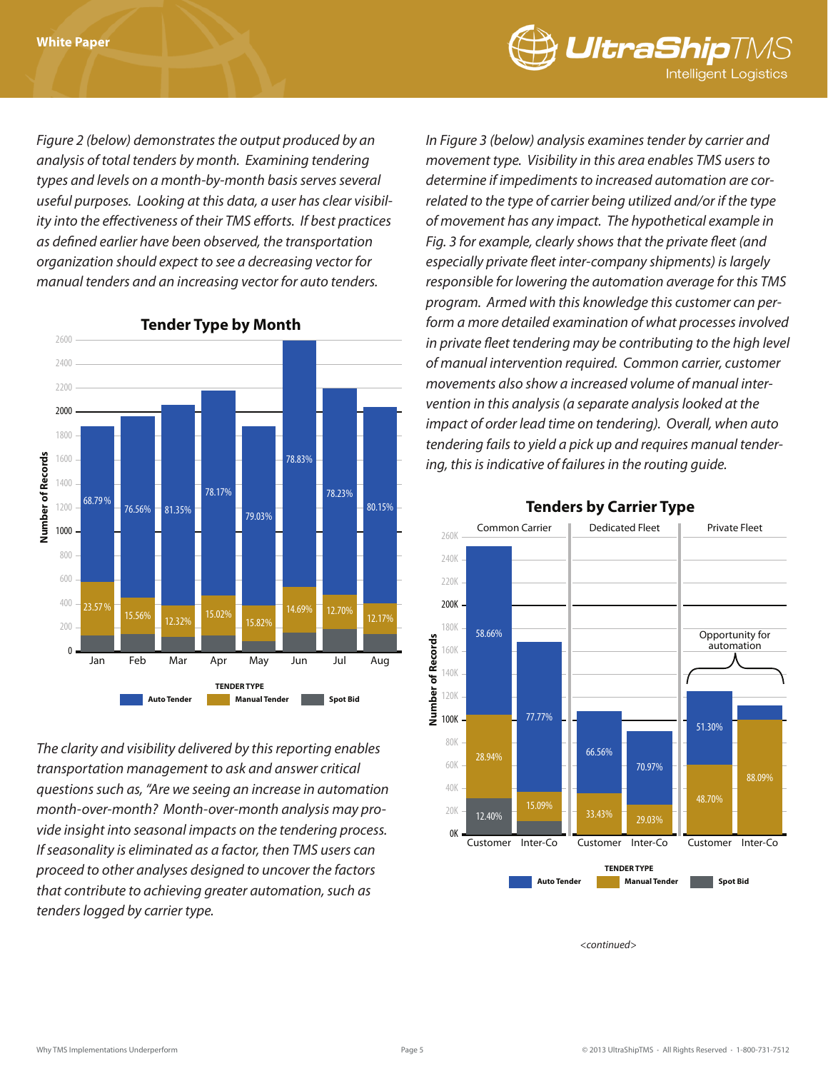*Figure 2 (below) demonstrates the output produced by an analysis of total tenders by month. Examining tendering types and levels on a month-by-month basis serves several useful purposes. Looking at this data, a user has clear visibility into the effectiveness of their TMS efforts. If best practices as defined earlier have been observed, the transportation organization should expect to see a decreasing vector for manual tenders and an increasing vector for auto tenders.*

**Tender Type by Month**

| Month | Auto Tender | Manual Tender |
|---|---|---|
| Jan | 68.79% | 23.57% |
| Feb | 76.56% | 15.56% |
| Mar | 81.35% | 12.32% |
| Apr | 78.17% | 15.02% |
| May | 79.03% | 15.82% |
| Jun | 78.83% | 14.69% |
| Jul | 78.23% | 12.70% |
| Aug | 80.15% | 12.17% |

TENDER TYPE: Auto Tender, Manual Tender, Spot Bid

*The clarity and visibility delivered by this reporting enables transportation management to ask and answer critical questions such as, "Are we seeing an increase in automation month-over-month? Month-over-month analysis may provide insight into seasonal impacts on the tendering process. If seasonality is eliminated as a factor, then TMS users can proceed to other analyses designed to uncover the factors that contribute to achieving greater automation, such as tenders logged by carrier type.*

*In Figure 3 (below) analysis examines tender by carrier and movement type. Visibility in this area enables TMS users to determine if impediments to increased automation are correlated to the type of carrier being utilized and/or if the type of movement has any impact. The hypothetical example in Fig. 3 for example, clearly shows that the private fleet (and especially private fleet inter-company shipments) is largely responsible for lowering the automation average for this TMS program. Armed with this knowledge this customer can perform a more detailed examination of what processes involved in private fleet tendering may be contributing to the high level of manual intervention required. Common carrier, customer movements also show a increased volume of manual intervention in this analysis (a separate analysis looked at the impact of order lead time on tendering). Overall, when auto tendering fails to yield a pick up and requires manual tendering, this is indicative of failures in the routing guide.*

**Tenders by Carrier Type**

| Carrier Type | Movement | Auto Tender | Manual Tender | Spot Bid |
|---|---|---|---|---|
| Common Carrier | Customer | 58.66% | 28.94% | 12.40% |
| Common Carrier | Inter-Co | 77.77% | 15.09% | |
| Dedicated Fleet | Customer | 66.56% | 33.43% | |
| Dedicated Fleet | Inter-Co | 70.97% | 29.03% | |
| Private Fleet | Customer | 51.30% | 48.70% | |
| Private Fleet | Inter-Co | | 88.09% | |

Opportunity for automation

TENDER TYPE: Auto Tender, Manual Tender, Spot Bid

*<continued>*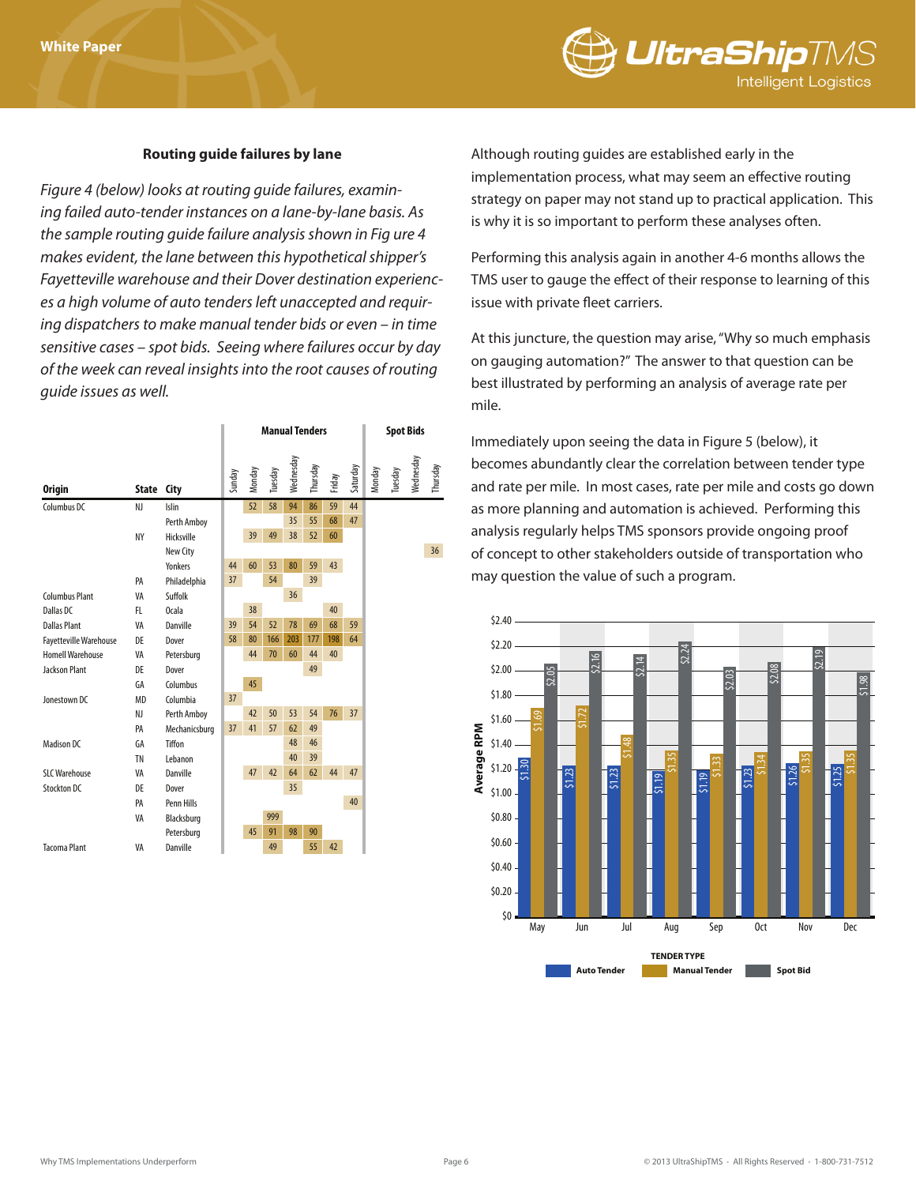### Routing guide failures by lane

*Figure 4 (below) looks at routing guide failures, examining failed auto-tender instances on a lane-by-lane basis. As the sample routing guide failure analysis shown in Fig ure 4 makes evident, the lane between this hypothetical shipper's Fayetteville warehouse and their Dover destination experiences a high volume of auto tenders left unaccepted and requiring dispatchers to make manual tender bids or even – in time sensitive cases – spot bids. Seeing where failures occur by day of the week can reveal insights into the root causes of routing guide issues as well.*

| | | | Manual Tenders | | | | | | | Spot Bids | | | |
|---|---|---|---|---|---|---|---|---|---|---|---|---|---|
| **Origin** | **State** | **City** | Sunday | Monday | Tuesday | Wednesday | Thursday | Friday | Saturday | Monday | Tuesday | Wednesday | Thursday |
| Columbus DC | NJ | Islin | | 52 | 58 | 94 | 86 | 59 | 44 | | | | |
| | | Perth Amboy | | | | 35 | 55 | 68 | 47 | | | | |
| | NY | Hicksville | | 39 | 49 | 38 | 52 | 60 | | | | | |
| | | New City | | | | | | | | | | | 36 |
| | | Yonkers | 44 | 60 | 53 | 80 | 59 | 43 | | | | | |
| | PA | Philadelphia | 37 | | 54 | | 39 | | | | | | |
| Columbus Plant | VA | Suffolk | | | | 36 | | | | | | | |
| Dallas DC | FL | Ocala | | 38 | | | | 40 | | | | | |
| Dallas Plant | VA | Danville | 39 | 54 | 52 | 78 | 69 | 68 | 59 | | | | |
| Fayetteville Warehouse | DE | Dover | 58 | 80 | 166 | 203 | 177 | 198 | 64 | | | | |
| Homell Warehouse | VA | Petersburg | | 44 | 70 | 60 | 44 | 40 | | | | | |
| Jackson Plant | DE | Dover | | | | | 49 | | | | | | |
| | GA | Columbus | | 45 | | | | | | | | | |
| Jonestown DC | MD | Columbia | 37 | | | | | | | | | | |
| | NJ | Perth Amboy | | 42 | 50 | 53 | 54 | 76 | 37 | | | | |
| | PA | Mechanicsburg | 37 | 41 | 57 | 62 | 49 | | | | | | |
| Madison DC | GA | Tiffon | | | | 48 | 46 | | | | | | |
| | TN | Lebanon | | | | 40 | 39 | | | | | | |
| SLC Warehouse | VA | Danville | | 47 | 42 | 64 | 62 | 44 | 47 | | | | |
| Stockton DC | DE | Dover | | | | 35 | | | | | | | |
| | PA | Penn Hills | | | | | | | 40 | | | | |
| | VA | Blacksburg | | | 999 | | | | | | | | |
| | | Petersburg | | 45 | 91 | 98 | 90 | | | | | | |
| Tacoma Plant | VA | Danville | | | 49 | | 55 | 42 | | | | | |

Although routing guides are established early in the implementation process, what may seem an effective routing strategy on paper may not stand up to practical application. This is why it is so important to perform these analyses often.

Performing this analysis again in another 4-6 months allows the TMS user to gauge the effect of their response to learning of this issue with private fleet carriers.

At this juncture, the question may arise, "Why so much emphasis on gauging automation?" The answer to that question can be best illustrated by performing an analysis of average rate per mile.

Immediately upon seeing the data in Figure 5 (below), it becomes abundantly clear the correlation between tender type and rate per mile. In most cases, rate per mile and costs go down as more planning and automation is achieved. Performing this analysis regularly helps TMS sponsors provide ongoing proof of concept to other stakeholders outside of transportation who may question the value of such a program.

**Average RPM by Tender Type**

| Month | Auto Tender | Manual Tender | Spot Bid |
|---|---|---|---|
| May | $1.30 | $1.69 | $2.05 |
| Jun | $1.23 | $1.72 | $2.16 |
| Jul | $1.23 | $1.48 | $2.14 |
| Aug | $1.19 | $1.35 | $2.24 |
| Sep | $1.19 | $1.33 | $2.03 |
| Oct | $1.23 | $1.34 | $2.08 |
| Nov | $1.26 | $1.35 | $2.19 |
| Dec | $1.25 | $1.35 | $1.98 |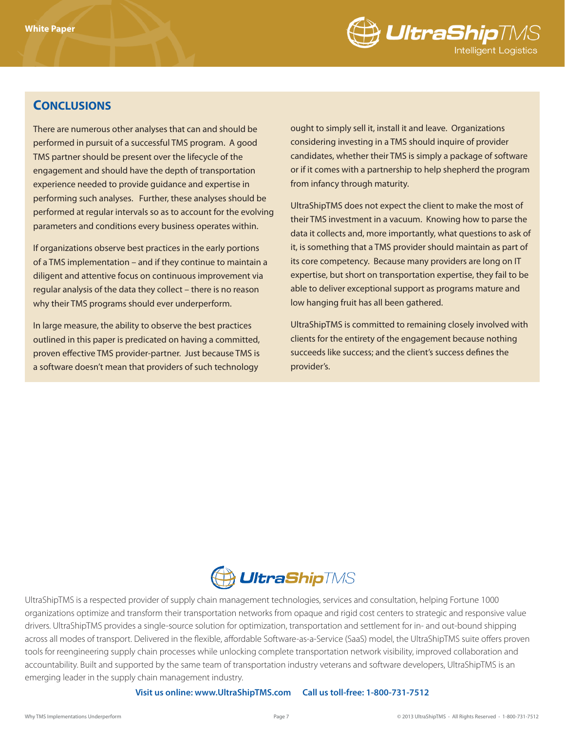## Conclusions

There are numerous other analyses that can and should be performed in pursuit of a successful TMS program. A good TMS partner should be present over the lifecycle of the engagement and should have the depth of transportation experience needed to provide guidance and expertise in performing such analyses. Further, these analyses should be performed at regular intervals so as to account for the evolving parameters and conditions every business operates within.

If organizations observe best practices in the early portions of a TMS implementation – and if they continue to maintain a diligent and attentive focus on continuous improvement via regular analysis of the data they collect – there is no reason why their TMS programs should ever underperform.

In large measure, the ability to observe the best practices outlined in this paper is predicated on having a committed, proven effective TMS provider-partner. Just because TMS is a software doesn't mean that providers of such technology ought to simply sell it, install it and leave. Organizations considering investing in a TMS should inquire of provider candidates, whether their TMS is simply a package of software or if it comes with a partnership to help shepherd the program from infancy through maturity.

UltraShipTMS does not expect the client to make the most of their TMS investment in a vacuum. Knowing how to parse the data it collects and, more importantly, what questions to ask of it, is something that a TMS provider should maintain as part of its core competency. Because many providers are long on IT expertise, but short on transportation expertise, they fail to be able to deliver exceptional support as programs mature and low hanging fruit has all been gathered.

UltraShipTMS is committed to remaining closely involved with clients for the entirety of the engagement because nothing succeeds like success; and the client's success defines the provider's.

UltraShipTMS is a respected provider of supply chain management technologies, services and consultation, helping Fortune 1000 organizations optimize and transform their transportation networks from opaque and rigid cost centers to strategic and responsive value drivers. UltraShipTMS provides a single-source solution for optimization, transportation and settlement for in- and out-bound shipping across all modes of transport. Delivered in the flexible, affordable Software-as-a-Service (SaaS) model, the UltraShipTMS suite offers proven tools for reengineering supply chain processes while unlocking complete transportation network visibility, improved collaboration and accountability. Built and supported by the same team of transportation industry veterans and software developers, UltraShipTMS is an emerging leader in the supply chain management industry.

**Visit us online: www.UltraShipTMS.com Call us toll-free: 1-800-731-7512**